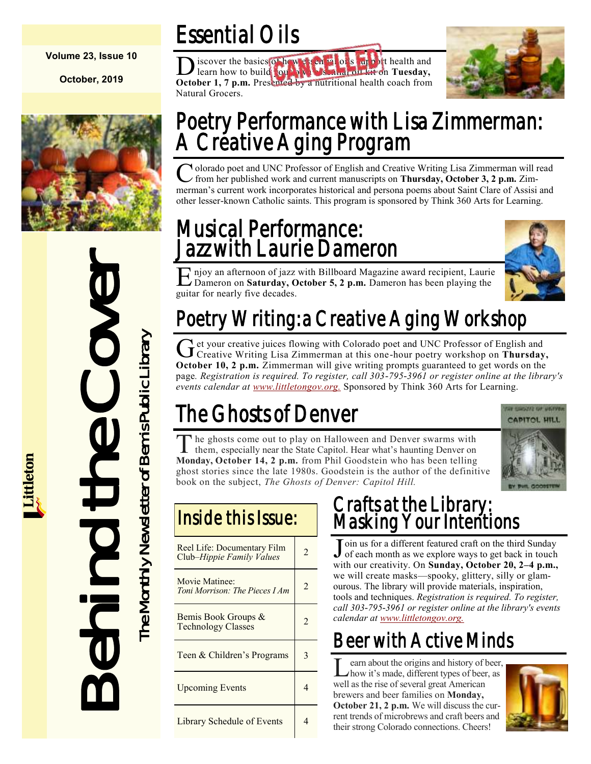Volume 23, Issue 10

October, 2019

# Behind the Cover

The Monthly Newsletter of Bemis Public Library

Littleton

## Essential Oils

CANCELLED

Discover the basics of how essential oils support health and learn how to build your own essential oil kit on **Tuesday, October 1, 7 p.m.** Presented by a nutritional health coach from Natural Grocers.

## Poetry Performance with Lisa Zimmerman: A Creative Aging Program

Colorado poet and UNC Professor of English and Creative Writing Lisa Zimmerman will read from her published work and current manuscripts on **Thursday, October 3, 2 p.m.** Zimmerman's current work incorporates historical and persona poems about Saint Clare of Assisi and other lesser-known Catholic saints. This program is sponsored by Think 360 Arts for Learning.

## Musical Performance: Jazz with Laurie Dameron

Enjoy an afternoon of jazz with Billboard Magazine award recipient, Laurie Dameron on **Saturday, October 5, 2 p.m.** Dameron has been playing the guitar for nearly five decades.

## Poetry Writing: a Creative Aging Workshop

Get your creative juices flowing with Colorado poet and UNC Professor of English and Creative Writing Lisa Zimmerman at this one-hour poetry workshop on **Thursday, October 10, 2 p.m.** Zimmerman will give writing prompts guaranteed to get words on the page. *Registration is required. To register, call 303-795-3961 or register online at the library's events calendar at www.littletongov.org.* Sponsored by Think 360 Arts for Learning.

## The Ghosts of Denver

The ghosts come out to play on Halloween and Denver swarms with them, especially near the State Capitol. Hear what's haunting Denver on **Monday, October 14, 2 p.m.** from Phil Goodstein who has been telling ghost stories since the late 1980s. Goodstein is the author of the definitive book on the subject, *The Ghosts of Denver: Capitol Hill.*

## Inside this Issue:

| | |
|---|---|
| Reel Life: Documentary Film Club–*Hippie Family Values* | 2 |
| Movie Matinee: *Toni Morrison: The Pieces I Am* | 2 |
| Bemis Book Groups & Technology Classes | 2 |
| Teen & Children's Programs | 3 |
| Upcoming Events | 4 |
| Library Schedule of Events | 4 |

## Crafts at the Library: Masking Your Intentions

Join us for a different featured craft on the third Sunday of each month as we explore ways to get back in touch with our creativity. On **Sunday, October 20, 2–4 p.m.,** we will create masks—spooky, glittery, silly or glamourous. The library will provide materials, inspiration, tools and techniques. *Registration is required. To register, call 303-795-3961 or register online at the library's events calendar at www.littletongov.org.*

## Beer with Active Minds

Learn about the origins and history of beer, how it's made, different types of beer, as well as the rise of several great American brewers and beer families on **Monday, October 21, 2 p.m.** We will discuss the current trends of microbrews and craft beers and their strong Colorado connections. Cheers!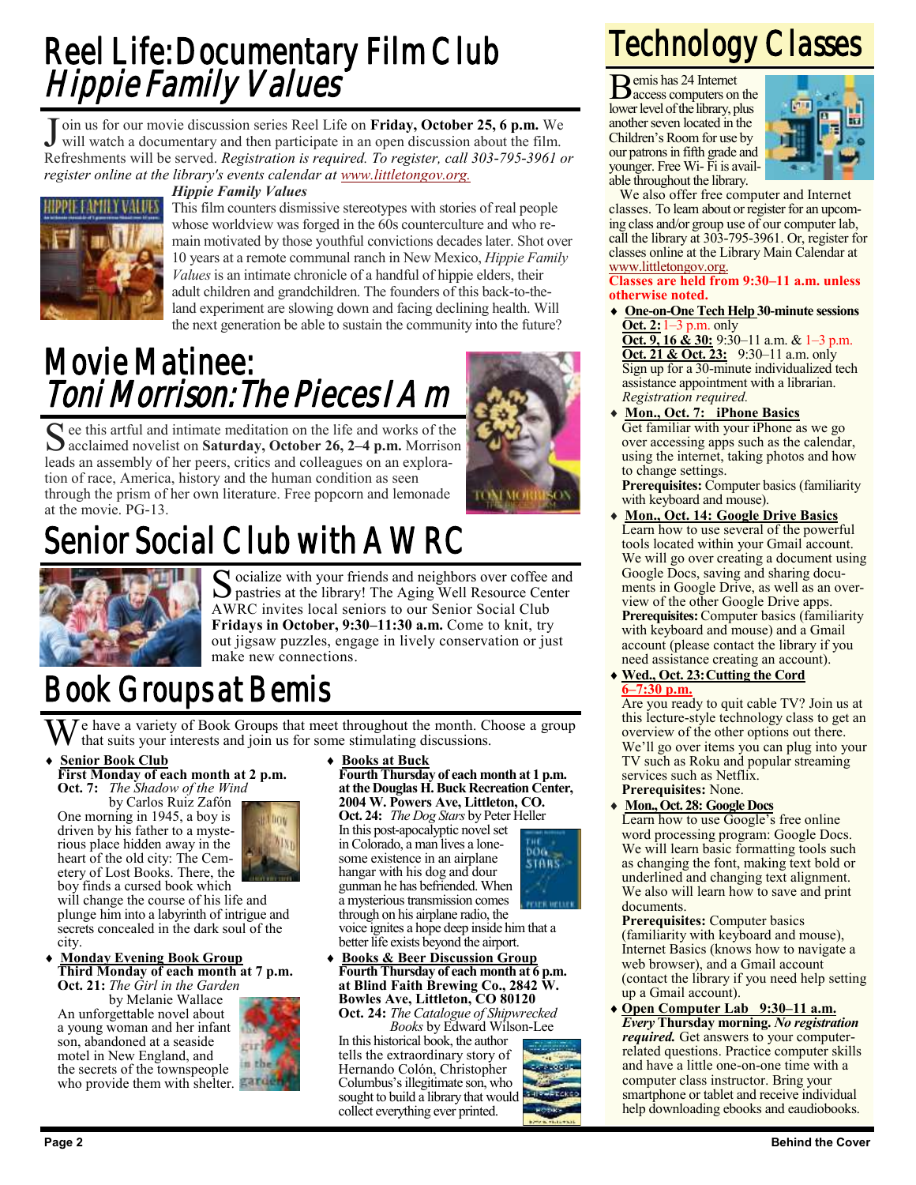# Reel Life: Documentary Film Club
## *Hippie Family Values*

Join us for our movie discussion series Reel Life on **Friday, October 25, 6 p.m.** We will watch a documentary and then participate in an open discussion about the film. Refreshments will be served. *Registration is required. To register, call 303-795-3961 or register online at the library's events calendar at www.littletongov.org.*

***Hippie Family Values***

This film counters dismissive stereotypes with stories of real people whose worldview was forged in the 60s counterculture and who remain motivated by those youthful convictions decades later. Shot over 10 years at a remote communal ranch in New Mexico, *Hippie Family Values* is an intimate chronicle of a handful of hippie elders, their adult children and grandchildren. The founders of this back-to-the-land experiment are slowing down and facing declining health. Will the next generation be able to sustain the community into the future?

# Movie Matinee:
## *Toni Morrison: The Pieces I Am*

See this artful and intimate meditation on the life and works of the acclaimed novelist on **Saturday, October 26, 2–4 p.m.** Morrison leads an assembly of her peers, critics and colleagues on an exploration of race, America, history and the human condition as seen through the prism of her own literature. Free popcorn and lemonade at the movie. PG-13.

# Senior Social Club with AWRC

Socialize with your friends and neighbors over coffee and pastries at the library! The Aging Well Resource Center AWRC invites local seniors to our Senior Social Club **Fridays in October, 9:30–11:30 a.m.** Come to knit, try out jigsaw puzzles, engage in lively conservation or just make new connections.

# Book Groups at Bemis

We have a variety of Book Groups that meet throughout the month. Choose a group that suits your interests and join us for some stimulating discussions.

- **Senior Book Club**
  **First Monday of each month at 2 p.m.**
  **Oct. 7:** *The Shadow of the Wind* by Carlos Ruiz Zafón
  One morning in 1945, a boy is driven by his father to a mysterious place hidden away in the heart of the old city: The Cemetery of Lost Books. There, the boy finds a cursed book which will change the course of his life and plunge him into a labyrinth of intrigue and secrets concealed in the dark soul of the city.

- **Monday Evening Book Group**
  **Third Monday of each month at 7 p.m.**
  **Oct. 21:** *The Girl in the Garden* by Melanie Wallace
  An unforgettable novel about a young woman and her infant son, abandoned at a seaside motel in New England, and the secrets of the townspeople who provide them with shelter.

- **Books at Buck**
  **Fourth Thursday of each month at 1 p.m. at the Douglas H. Buck Recreation Center, 2004 W. Powers Ave, Littleton, CO.**
  **Oct. 24:** *The Dog Stars* by Peter Heller
  In this post-apocalyptic novel set in Colorado, a man lives a lonesome existence in an airplane hangar with his dog and dour gunman he has befriended. When a mysterious transmission comes through on his airplane radio, the voice ignites a hope deep inside him that a better life exists beyond the airport.

- **Books & Beer Discussion Group**
  **Fourth Thursday of each month at 6 p.m. at Blind Faith Brewing Co., 2842 W. Bowles Ave, Littleton, CO 80120**
  **Oct. 24:** *The Catalogue of Shipwrecked Books* by Edward Wilson-Lee
  In this historical book, the author tells the extraordinary story of Hernando Colón, Christopher Columbus's illegitimate son, who sought to build a library that would collect everything ever printed.

# Technology Classes

Bemis has 24 Internet access computers on the lower level of the library, plus another seven located in the Children's Room for use by our patrons in fifth grade and younger. Free Wi- Fi is available throughout the library.

We also offer free computer and Internet classes. To learn about or register for an upcoming class and/or group use of our computer lab, call the library at 303-795-3961. Or, register for classes online at the Library Main Calendar at www.littletongov.org.

**Classes are held from 9:30–11 a.m. unless otherwise noted.**

- **One-on-One Tech Help 30-minute sessions**
  **Oct. 2:** 1–3 p.m. only
  **Oct. 9, 16 & 30:** 9:30–11 a.m. & 1–3 p.m.
  **Oct. 21 & Oct. 23:** 9:30–11 a.m. only
  Sign up for a 30-minute individualized tech assistance appointment with a librarian. *Registration required.*

- **Mon., Oct. 7: iPhone Basics**
  Get familiar with your iPhone as we go over accessing apps such as the calendar, using the internet, taking photos and how to change settings.
  **Prerequisites:** Computer basics (familiarity with keyboard and mouse).

- **Mon., Oct. 14: Google Drive Basics**
  Learn how to use several of the powerful tools located within your Gmail account. We will go over creating a document using Google Docs, saving and sharing documents in Google Drive, as well as an overview of the other Google Drive apps.
  **Prerequisites:** Computer basics (familiarity with keyboard and mouse) and a Gmail account (please contact the library if you need assistance creating an account).

- **Wed., Oct. 23: Cutting the Cord 6–7:30 p.m.**
  Are you ready to quit cable TV? Join us at this lecture-style technology class to get an overview of the other options out there. We'll go over items you can plug into your TV such as Roku and popular streaming services such as Netflix.
  **Prerequisites:** None.

- **Mon., Oct. 28: Google Docs**
  Learn how to use Google's free online word processing program: Google Docs. We will learn basic formatting tools such as changing the font, making text bold or underlined and changing text alignment. We also will learn how to save and print documents.
  **Prerequisites:** Computer basics (familiarity with keyboard and mouse), Internet Basics (knows how to navigate a web browser), and a Gmail account (contact the library if you need help setting up a Gmail account).

- **Open Computer Lab 9:30–11 a.m.**
  ***Every* Thursday morning. *No registration required.*** Get answers to your computer-related questions. Practice computer skills and have a little one-on-one time with a computer class instructor. Bring your smartphone or tablet and receive individual help downloading ebooks and eaudiobooks.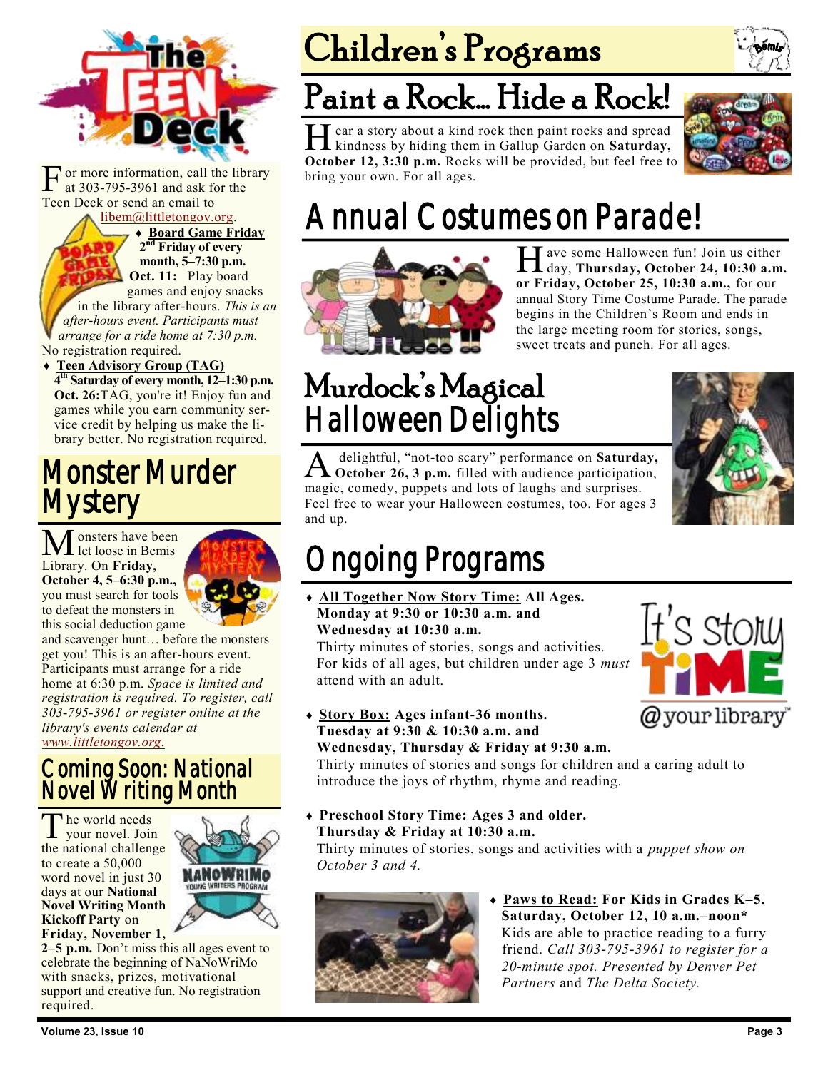# The Teen Deck

For more information, call the library at 303-795-3961 and ask for the Teen Deck or send an email to libem@littletongov.org.

- **Board Game Friday**
  **2nd Friday of every month, 5–7:30 p.m.**
  **Oct. 11:** Play board games and enjoy snacks in the library after-hours. *This is an after-hours event. Participants must arrange for a ride home at 7:30 p.m.* No registration required.
- **Teen Advisory Group (TAG)**
  **4th Saturday of every month, 12–1:30 p.m.**
  **Oct. 26:** TAG, you're it! Enjoy fun and games while you earn community service credit by helping us make the library better. No registration required.

## Monster Murder Mystery

Monsters have been let loose in Bemis Library. On **Friday, October 4, 5–6:30 p.m.,** you must search for tools to defeat the monsters in this social deduction game and scavenger hunt… before the monsters get you! This is an after-hours event. Participants must arrange for a ride home at 6:30 p.m. *Space is limited and registration is required. To register, call 303-795-3961 or register online at the library's events calendar at www.littletongov.org.*

## Coming Soon: National Novel Writing Month

The world needs your novel. Join the national challenge to create a 50,000 word novel in just 30 days at our **National Novel Writing Month Kickoff Party** on **Friday, November 1, 2–5 p.m.** Don't miss this all ages event to celebrate the beginning of NaNoWriMo with snacks, prizes, motivational support and creative fun. No registration required.

# Children's Programs

## Paint a Rock… Hide a Rock!

Hear a story about a kind rock then paint rocks and spread kindness by hiding them in Gallup Garden on **Saturday, October 12, 3:30 p.m.** Rocks will be provided, but feel free to bring your own. For all ages.

## Annual Costumes on Parade!

Have some Halloween fun! Join us either day, **Thursday, October 24, 10:30 a.m. or Friday, October 25, 10:30 a.m.,** for our annual Story Time Costume Parade. The parade begins in the Children's Room and ends in the large meeting room for stories, songs, sweet treats and punch. For all ages.

## Murdock's Magical Halloween Delights

A delightful, "not-too scary" performance on **Saturday, October 26, 3 p.m.** filled with audience participation, magic, comedy, puppets and lots of laughs and surprises. Feel free to wear your Halloween costumes, too. For ages 3 and up.

## Ongoing Programs

- **All Together Now Story Time: All Ages.**
  **Monday at 9:30 or 10:30 a.m. and Wednesday at 10:30 a.m.**
  Thirty minutes of stories, songs and activities. For kids of all ages, but children under age 3 *must* attend with an adult.
- **Story Box: Ages infant-36 months.**
  **Tuesday at 9:30 & 10:30 a.m. and Wednesday, Thursday & Friday at 9:30 a.m.**
  Thirty minutes of stories and songs for children and a caring adult to introduce the joys of rhythm, rhyme and reading.
- **Preschool Story Time: Ages 3 and older.**
  **Thursday & Friday at 10:30 a.m.**
  Thirty minutes of stories, songs and activities with a *puppet show on October 3 and 4.*
- **Paws to Read: For Kids in Grades K–5.**
  **Saturday, October 12, 10 a.m.–noon***
  Kids are able to practice reading to a furry friend. *Call 303-795-3961 to register for a 20-minute spot. Presented by Denver Pet Partners* and *The Delta Society.*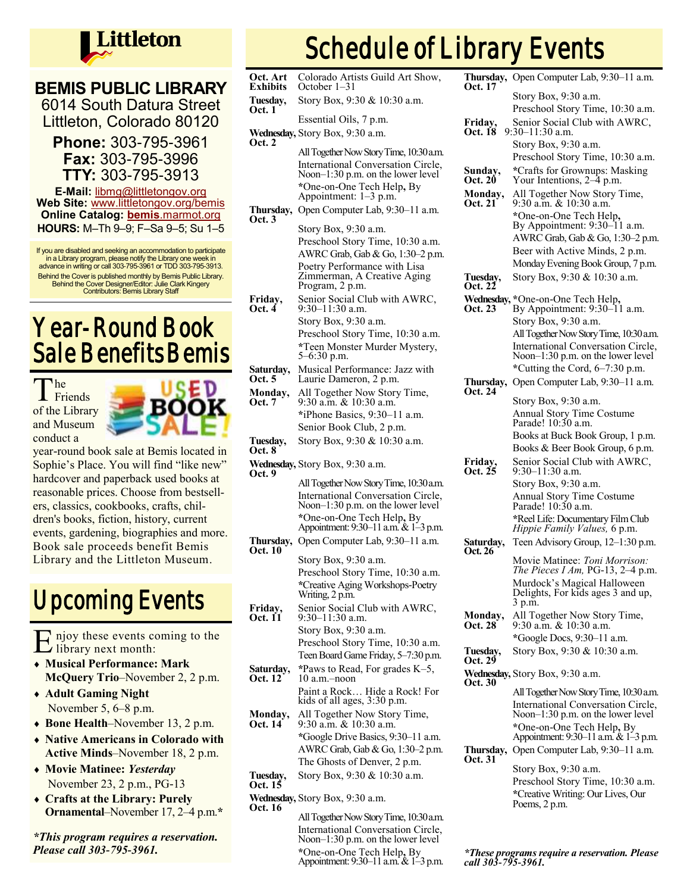# Littleton

## BEMIS PUBLIC LIBRARY

6014 South Datura Street
Littleton, Colorado 80120

**Phone:** 303-795-3961
**Fax:** 303-795-3996
**TTY:** 303-795-3913

**E-Mail:** libmg@littletongov.org
**Web Site:** www.littletongov.org/bemis
**Online Catalog:** **bemis**.marmot.org
**HOURS:** M–Th 9–9; F–Sa 9–5; Su 1–5

If you are disabled and seeking an accommodation to participate in a Library program, please notify the Library one week in advance in writing or call 303-795-3961 or TDD 303-795-3913.

Behind the Cover is published monthly by Bemis Public Library. Behind the Cover Designer/Editor: Julie Clark Kingery Contributors: Bemis Library Staff

## Year-Round Book Sale Benefits Bemis

The Friends of the Library and Museum conduct a year-round book sale at Bemis located in Sophie's Place. You will find "like new" hardcover and paperback used books at reasonable prices. Choose from bestsellers, classics, cookbooks, crafts, children's books, fiction, history, current events, gardening, biographies and more. Book sale proceeds benefit Bemis Library and the Littleton Museum.

## Upcoming Events

Enjoy these events coming to the library next month:

- **Musical Performance: Mark McQuery Trio**–November 2, 2 p.m.
- **Adult Gaming Night** November 5, 6–8 p.m.
- **Bone Health**–November 13, 2 p.m.
- **Native Americans in Colorado with Active Minds**–November 18, 2 p.m.
- **Movie Matinee: *Yesterday*** November 23, 2 p.m., PG-13
- **Crafts at the Library: Purely Ornamental**–November 17, 2–4 p.m.*

***This program requires a reservation. Please call 303-795-3961.***

# Schedule of Library Events

**Oct. Art Exhibits** Colorado Artists Guild Art Show, October 1–31

**Tuesday, Oct. 1**
Story Box, 9:30 & 10:30 a.m.
Essential Oils, 7 p.m.

**Wednesday, Oct. 2**
Story Box, 9:30 a.m.
All Together Now Story Time, 10:30 a.m.
International Conversation Circle, Noon–1:30 p.m. on the lower level
*One-on-One Tech Help, By Appointment: 1–3 p.m.

**Thursday, Oct. 3**
Open Computer Lab, 9:30–11 a.m.
Story Box, 9:30 a.m.
Preschool Story Time, 10:30 a.m.
AWRC Grab, Gab & Go, 1:30–2 p.m.
Poetry Performance with Lisa Zimmerman, A Creative Aging Program, 2 p.m.

**Friday, Oct. 4**
Senior Social Club with AWRC, 9:30–11:30 a.m.
Story Box, 9:30 a.m.
Preschool Story Time, 10:30 a.m.
*Teen Monster Murder Mystery, 5–6:30 p.m.

**Saturday, Oct. 5**
Musical Performance: Jazz with Laurie Dameron, 2 p.m.

**Monday, Oct. 7**
All Together Now Story Time, 9:30 a.m. & 10:30 a.m.
*iPhone Basics, 9:30–11 a.m.
Senior Book Club, 2 p.m.

**Tuesday, Oct. 8**
Story Box, 9:30 & 10:30 a.m.

**Wednesday, Oct. 9**
Story Box, 9:30 a.m.
All Together Now Story Time, 10:30 a.m.
International Conversation Circle, Noon–1:30 p.m. on the lower level
*One-on-One Tech Help, By Appointment: 9:30–11 a.m. & 1–3 p.m.

**Thursday, Oct. 10**
Open Computer Lab, 9:30–11 a.m.
Story Box, 9:30 a.m.
Preschool Story Time, 10:30 a.m.
*Creative Aging Workshops-Poetry Writing, 2 p.m.

**Friday, Oct. 11**
Senior Social Club with AWRC, 9:30–11:30 a.m.
Story Box, 9:30 a.m.
Preschool Story Time, 10:30 a.m.
Teen Board Game Friday, 5–7:30 p.m.

**Saturday, Oct. 12**
*Paws to Read, For grades K–5, 10 a.m.–noon
Paint a Rock… Hide a Rock! For kids of all ages, 3:30 p.m.

**Monday, Oct. 14**
All Together Now Story Time, 9:30 a.m. & 10:30 a.m.
*Google Drive Basics, 9:30–11 a.m.
AWRC Grab, Gab & Go, 1:30–2 p.m.
The Ghosts of Denver, 2 p.m.

**Tuesday, Oct. 15**
Story Box, 9:30 & 10:30 a.m.

**Wednesday, Oct. 16**
Story Box, 9:30 a.m.
All Together Now Story Time, 10:30 a.m.
International Conversation Circle, Noon–1:30 p.m. on the lower level
*One-on-One Tech Help, By Appointment: 9:30–11 a.m. & 1–3 p.m.

**Thursday, Oct. 17**
Open Computer Lab, 9:30–11 a.m.
Story Box, 9:30 a.m.
Preschool Story Time, 10:30 a.m.

**Friday, Oct. 18**
Senior Social Club with AWRC, 9:30–11:30 a.m.
Story Box, 9:30 a.m.
Preschool Story Time, 10:30 a.m.

**Sunday, Oct. 20**
*Crafts for Grownups: Masking Your Intentions, 2–4 p.m.

**Monday, Oct. 21**
All Together Now Story Time, 9:30 a.m. & 10:30 a.m.
*One-on-One Tech Help, By Appointment: 9:30–11 a.m.
AWRC Grab, Gab & Go, 1:30–2 p.m.
Beer with Active Minds, 2 p.m.
Monday Evening Book Group, 7 p.m.

**Tuesday, Oct. 22**
Story Box, 9:30 & 10:30 a.m.

**Wednesday, Oct. 23**
*One-on-One Tech Help, By Appointment: 9:30–11 a.m.
Story Box, 9:30 a.m.
All Together Now Story Time, 10:30 a.m.
International Conversation Circle, Noon–1:30 p.m. on the lower level
*Cutting the Cord, 6–7:30 p.m.

**Thursday, Oct. 24**
Open Computer Lab, 9:30–11 a.m.
Story Box, 9:30 a.m.
Annual Story Time Costume Parade! 10:30 a.m.
Books at Buck Book Group, 1 p.m.
Books & Beer Book Group, 6 p.m.

**Friday, Oct. 25**
Senior Social Club with AWRC, 9:30–11:30 a.m.
Story Box, 9:30 a.m.
Annual Story Time Costume Parade! 10:30 a.m.
*Reel Life: Documentary Film Club *Hippie Family Values,* 6 p.m.

**Saturday, Oct. 26**
Teen Advisory Group, 12–1:30 p.m.
Movie Matinee: *Toni Morrison: The Pieces I Am,* PG-13, 2–4 p.m.
Murdock's Magical Halloween Delights, For kids ages 3 and up, 3 p.m.

**Monday, Oct. 28**
All Together Now Story Time, 9:30 a.m. & 10:30 a.m.
*Google Docs, 9:30–11 a.m.

**Tuesday, Oct. 29**
Story Box, 9:30 & 10:30 a.m.

**Wednesday, Oct. 30**
Story Box, 9:30 a.m.
All Together Now Story Time, 10:30 a.m.
International Conversation Circle, Noon–1:30 p.m. on the lower level
*One-on-One Tech Help, By Appointment: 9:30–11 a.m. & 1–3 p.m.

**Thursday, Oct. 31**
Open Computer Lab, 9:30–11 a.m.
Story Box, 9:30 a.m.
Preschool Story Time, 10:30 a.m.
*Creative Writing: Our Lives, Our Poems, 2 p.m.

***These programs require a reservation. Please call 303-795-3961.***